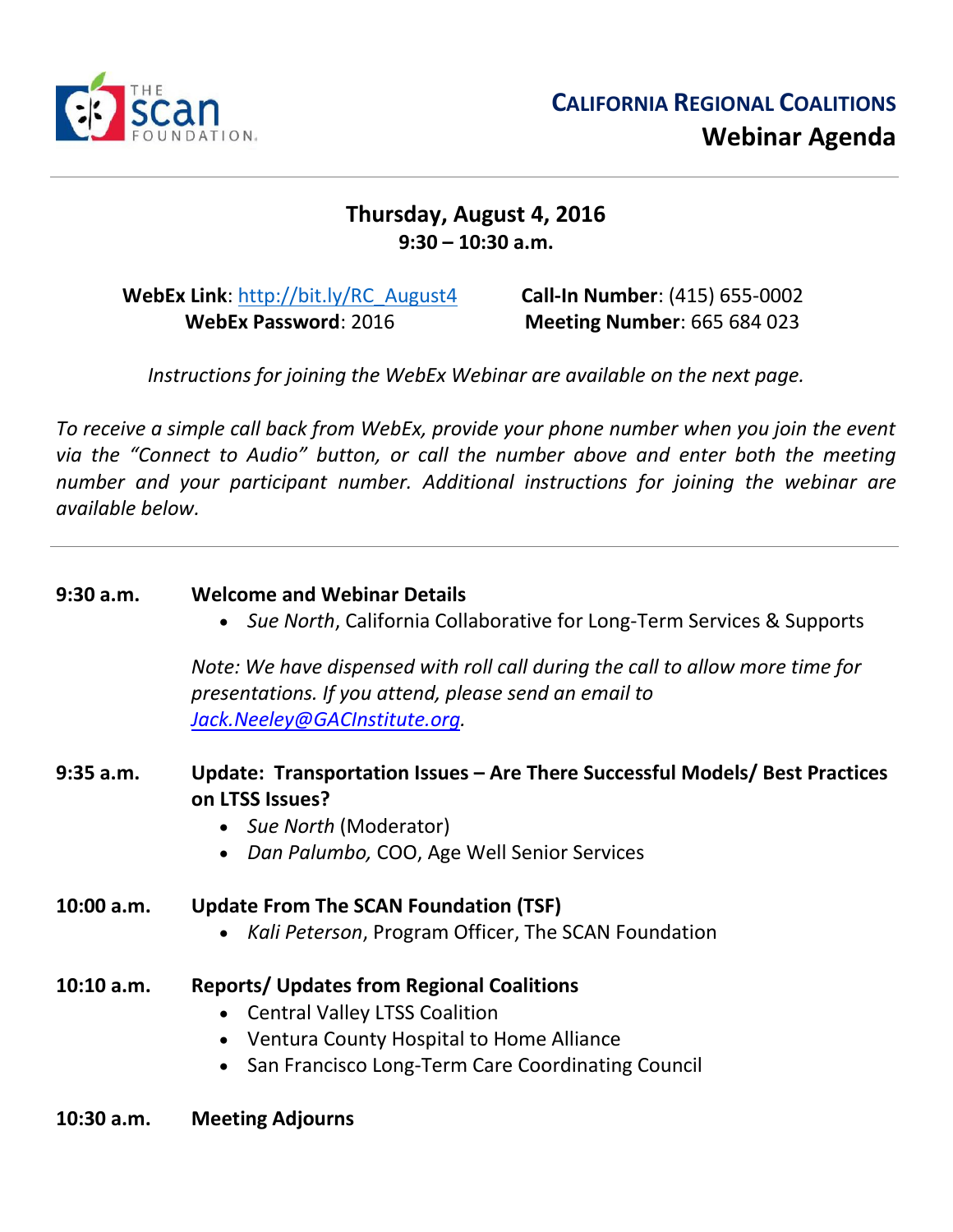# CALIFORNIA REGIONAL COALITIONS
## Webinar Agenda

**Thursday, August 4, 2016**
**9:30 – 10:30 a.m.**

**WebEx Link**: http://bit.ly/RC_August4
**WebEx Password**: 2016

**Call-In Number**: (415) 655-0002
**Meeting Number**: 665 684 023

*Instructions for joining the WebEx Webinar are available on the next page.*

*To receive a simple call back from WebEx, provide your phone number when you join the event via the "Connect to Audio" button, or call the number above and enter both the meeting number and your participant number. Additional instructions for joining the webinar are available below.*

---

**9:30 a.m.** **Welcome and Webinar Details**

- *Sue North*, California Collaborative for Long-Term Services & Supports

*Note: We have dispensed with roll call during the call to allow more time for presentations. If you attend, please send an email to Jack.Neeley@GACInstitute.org.*

**9:35 a.m.** **Update: Transportation Issues – Are There Successful Models/ Best Practices on LTSS Issues?**

- *Sue North* (Moderator)
- *Dan Palumbo,* COO, Age Well Senior Services

**10:00 a.m.** **Update From The SCAN Foundation (TSF)**

- *Kali Peterson*, Program Officer, The SCAN Foundation

**10:10 a.m.** **Reports/ Updates from Regional Coalitions**

- Central Valley LTSS Coalition
- Ventura County Hospital to Home Alliance
- San Francisco Long-Term Care Coordinating Council

**10:30 a.m.** **Meeting Adjourns**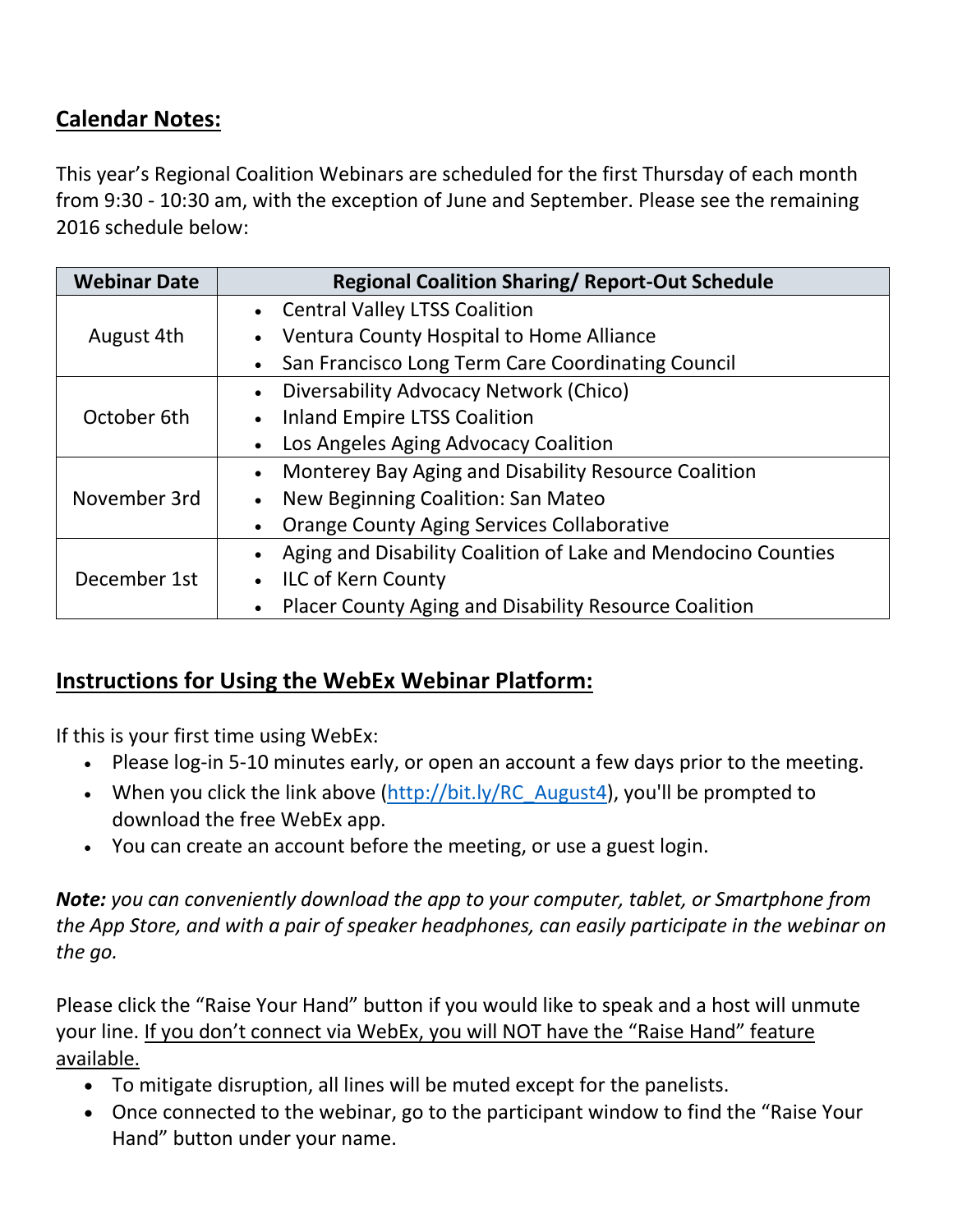## Calendar Notes:

This year's Regional Coalition Webinars are scheduled for the first Thursday of each month from 9:30 - 10:30 am, with the exception of June and September. Please see the remaining 2016 schedule below:

| Webinar Date | Regional Coalition Sharing/ Report-Out Schedule |
|---|---|
| August 4th | • Central Valley LTSS Coalition<br>• Ventura County Hospital to Home Alliance<br>• San Francisco Long Term Care Coordinating Council |
| October 6th | • Diversability Advocacy Network (Chico)<br>• Inland Empire LTSS Coalition<br>• Los Angeles Aging Advocacy Coalition |
| November 3rd | • Monterey Bay Aging and Disability Resource Coalition<br>• New Beginning Coalition: San Mateo<br>• Orange County Aging Services Collaborative |
| December 1st | • Aging and Disability Coalition of Lake and Mendocino Counties<br>• ILC of Kern County<br>• Placer County Aging and Disability Resource Coalition |

## Instructions for Using the WebEx Webinar Platform:

If this is your first time using WebEx:

- Please log-in 5-10 minutes early, or open an account a few days prior to the meeting.
- When you click the link above (http://bit.ly/RC_August4), you'll be prompted to download the free WebEx app.
- You can create an account before the meeting, or use a guest login.

***Note:*** *you can conveniently download the app to your computer, tablet, or Smartphone from the App Store, and with a pair of speaker headphones, can easily participate in the webinar on the go.*

Please click the "Raise Your Hand" button if you would like to speak and a host will unmute your line. <u>If you don't connect via WebEx, you will NOT have the "Raise Hand" feature available.</u>

- To mitigate disruption, all lines will be muted except for the panelists.
- Once connected to the webinar, go to the participant window to find the "Raise Your Hand" button under your name.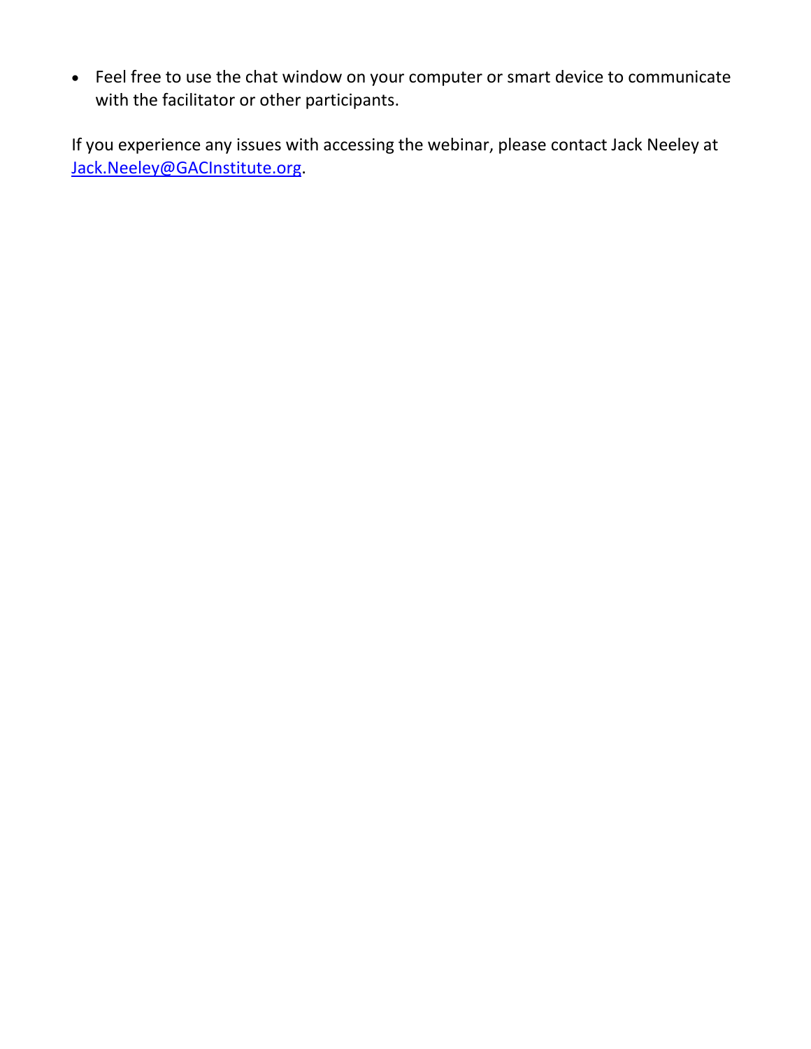- Feel free to use the chat window on your computer or smart device to communicate with the facilitator or other participants.

If you experience any issues with accessing the webinar, please contact Jack Neeley at [Jack.Neeley@GACInstitute.org](mailto:Jack.Neeley@GACInstitute.org).